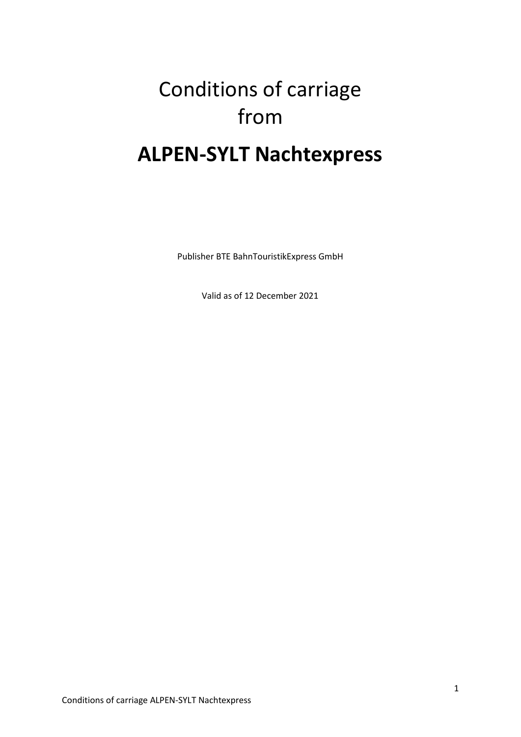# Conditions of carriage from

# **ALPEN-SYLT Nachtexpress**

Publisher BTE BahnTouristikExpress GmbH

Valid as of 12 December 2021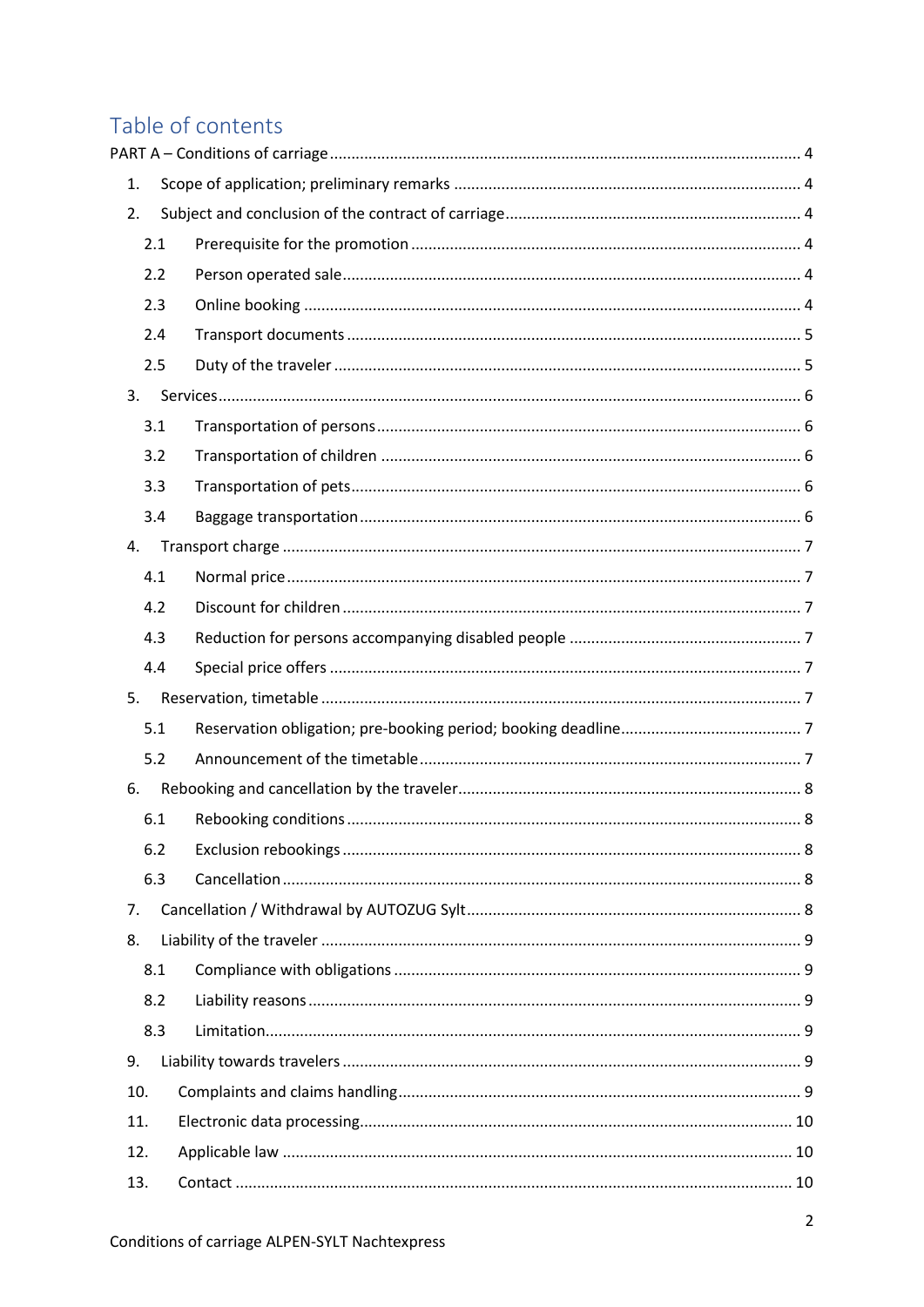# Table of contents

PART A – Conditions of carriage ... 4

1. Scope of application; preliminary remarks ... 4
2. Subject and conclusion of the contract of carriage ... 4
   - 2.1 Prerequisite for the promotion ... 4
   - 2.2 Person operated sale ... 4
   - 2.3 Online booking ... 4
   - 2.4 Transport documents ... 5
   - 2.5 Duty of the traveler ... 5
3. Services ... 6
   - 3.1 Transportation of persons ... 6
   - 3.2 Transportation of children ... 6
   - 3.3 Transportation of pets ... 6
   - 3.4 Baggage transportation ... 6
4. Transport charge ... 7
   - 4.1 Normal price ... 7
   - 4.2 Discount for children ... 7
   - 4.3 Reduction for persons accompanying disabled people ... 7
   - 4.4 Special price offers ... 7
5. Reservation, timetable ... 7
   - 5.1 Reservation obligation; pre-booking period; booking deadline ... 7
   - 5.2 Announcement of the timetable ... 7
6. Rebooking and cancellation by the traveler ... 8
   - 6.1 Rebooking conditions ... 8
   - 6.2 Exclusion rebookings ... 8
   - 6.3 Cancellation ... 8
7. Cancellation / Withdrawal by AUTOZUG Sylt ... 8
8. Liability of the traveler ... 9
   - 8.1 Compliance with obligations ... 9
   - 8.2 Liability reasons ... 9
   - 8.3 Limitation ... 9
9. Liability towards travelers ... 9
10. Complaints and claims handling ... 9
11. Electronic data processing ... 10
12. Applicable law ... 10
13. Contact ... 10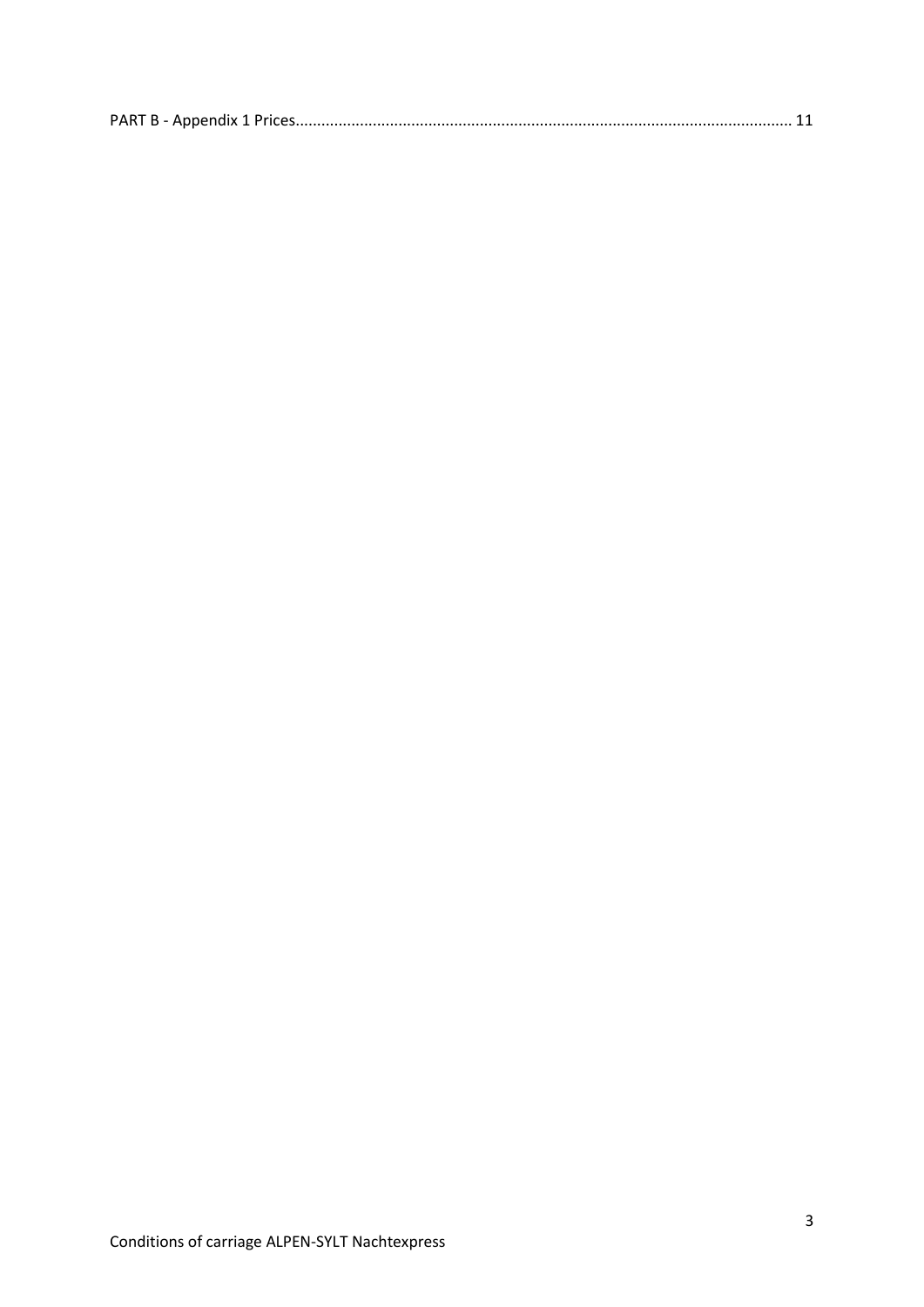PART B - Appendix 1 Prices................................................................................................................... 11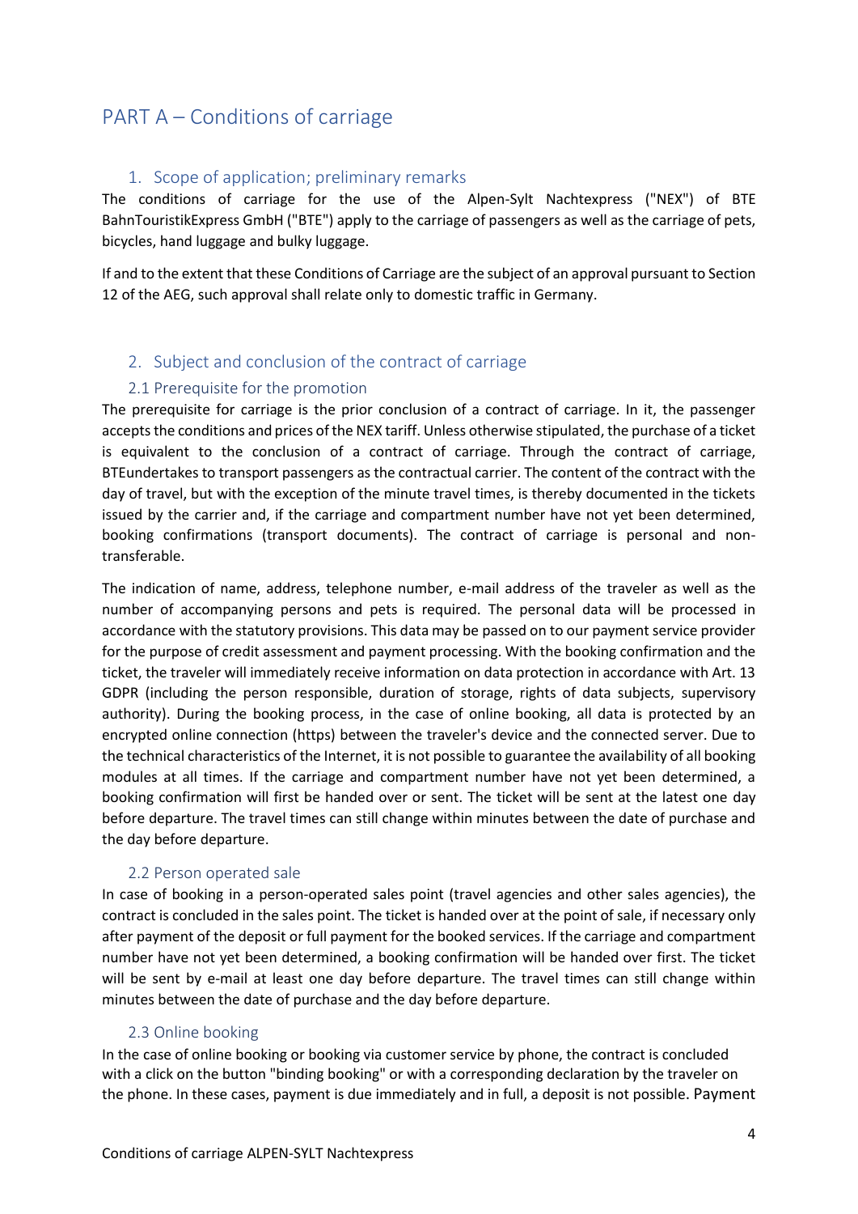# PART A – Conditions of carriage

## 1. Scope of application; preliminary remarks

The conditions of carriage for the use of the Alpen-Sylt Nachtexpress ("NEX") of BTE BahnTouristikExpress GmbH ("BTE") apply to the carriage of passengers as well as the carriage of pets, bicycles, hand luggage and bulky luggage.

If and to the extent that these Conditions of Carriage are the subject of an approval pursuant to Section 12 of the AEG, such approval shall relate only to domestic traffic in Germany.

## 2. Subject and conclusion of the contract of carriage

### 2.1 Prerequisite for the promotion

The prerequisite for carriage is the prior conclusion of a contract of carriage. In it, the passenger accepts the conditions and prices of the NEX tariff. Unless otherwise stipulated, the purchase of a ticket is equivalent to the conclusion of a contract of carriage. Through the contract of carriage, BTEundertakes to transport passengers as the contractual carrier. The content of the contract with the day of travel, but with the exception of the minute travel times, is thereby documented in the tickets issued by the carrier and, if the carriage and compartment number have not yet been determined, booking confirmations (transport documents). The contract of carriage is personal and non-transferable.

The indication of name, address, telephone number, e-mail address of the traveler as well as the number of accompanying persons and pets is required. The personal data will be processed in accordance with the statutory provisions. This data may be passed on to our payment service provider for the purpose of credit assessment and payment processing. With the booking confirmation and the ticket, the traveler will immediately receive information on data protection in accordance with Art. 13 GDPR (including the person responsible, duration of storage, rights of data subjects, supervisory authority). During the booking process, in the case of online booking, all data is protected by an encrypted online connection (https) between the traveler's device and the connected server. Due to the technical characteristics of the Internet, it is not possible to guarantee the availability of all booking modules at all times. If the carriage and compartment number have not yet been determined, a booking confirmation will first be handed over or sent. The ticket will be sent at the latest one day before departure. The travel times can still change within minutes between the date of purchase and the day before departure.

### 2.2 Person operated sale

In case of booking in a person-operated sales point (travel agencies and other sales agencies), the contract is concluded in the sales point. The ticket is handed over at the point of sale, if necessary only after payment of the deposit or full payment for the booked services. If the carriage and compartment number have not yet been determined, a booking confirmation will be handed over first. The ticket will be sent by e-mail at least one day before departure. The travel times can still change within minutes between the date of purchase and the day before departure.

### 2.3 Online booking

In the case of online booking or booking via customer service by phone, the contract is concluded with a click on the button "binding booking" or with a corresponding declaration by the traveler on the phone. In these cases, payment is due immediately and in full, a deposit is not possible. Payment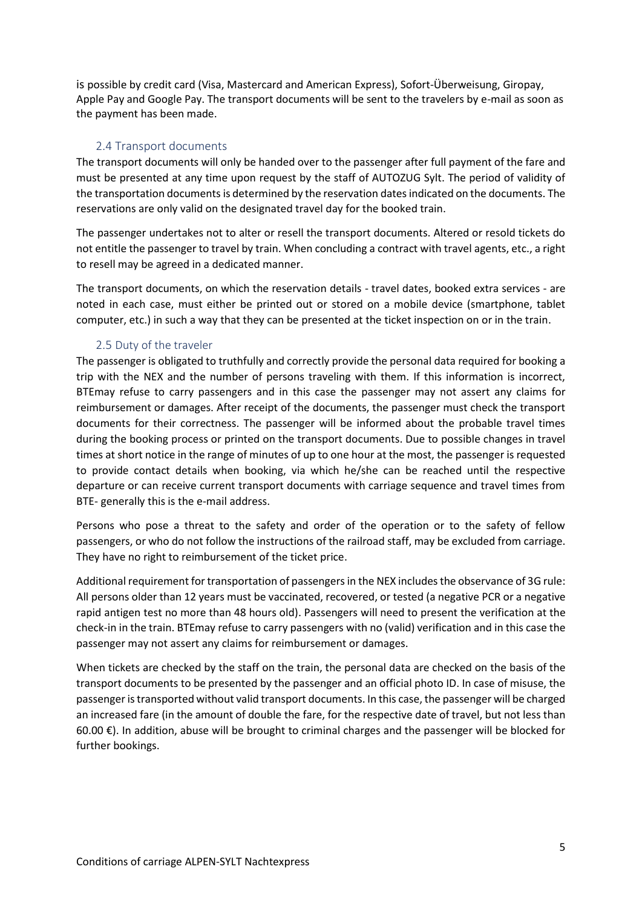is possible by credit card (Visa, Mastercard and American Express), Sofort-Überweisung, Giropay, Apple Pay and Google Pay. The transport documents will be sent to the travelers by e-mail as soon as the payment has been made.

### 2.4 Transport documents

The transport documents will only be handed over to the passenger after full payment of the fare and must be presented at any time upon request by the staff of AUTOZUG Sylt. The period of validity of the transportation documents is determined by the reservation dates indicated on the documents. The reservations are only valid on the designated travel day for the booked train.

The passenger undertakes not to alter or resell the transport documents. Altered or resold tickets do not entitle the passenger to travel by train. When concluding a contract with travel agents, etc., a right to resell may be agreed in a dedicated manner.

The transport documents, on which the reservation details - travel dates, booked extra services - are noted in each case, must either be printed out or stored on a mobile device (smartphone, tablet computer, etc.) in such a way that they can be presented at the ticket inspection on or in the train.

### 2.5 Duty of the traveler

The passenger is obligated to truthfully and correctly provide the personal data required for booking a trip with the NEX and the number of persons traveling with them. If this information is incorrect, BTEmay refuse to carry passengers and in this case the passenger may not assert any claims for reimbursement or damages. After receipt of the documents, the passenger must check the transport documents for their correctness. The passenger will be informed about the probable travel times during the booking process or printed on the transport documents. Due to possible changes in travel times at short notice in the range of minutes of up to one hour at the most, the passenger is requested to provide contact details when booking, via which he/she can be reached until the respective departure or can receive current transport documents with carriage sequence and travel times from BTE- generally this is the e-mail address.

Persons who pose a threat to the safety and order of the operation or to the safety of fellow passengers, or who do not follow the instructions of the railroad staff, may be excluded from carriage. They have no right to reimbursement of the ticket price.

Additional requirement for transportation of passengers in the NEX includes the observance of 3G rule: All persons older than 12 years must be vaccinated, recovered, or tested (a negative PCR or a negative rapid antigen test no more than 48 hours old). Passengers will need to present the verification at the check-in in the train. BTEmay refuse to carry passengers with no (valid) verification and in this case the passenger may not assert any claims for reimbursement or damages.

When tickets are checked by the staff on the train, the personal data are checked on the basis of the transport documents to be presented by the passenger and an official photo ID. In case of misuse, the passenger is transported without valid transport documents. In this case, the passenger will be charged an increased fare (in the amount of double the fare, for the respective date of travel, but not less than 60.00 €). In addition, abuse will be brought to criminal charges and the passenger will be blocked for further bookings.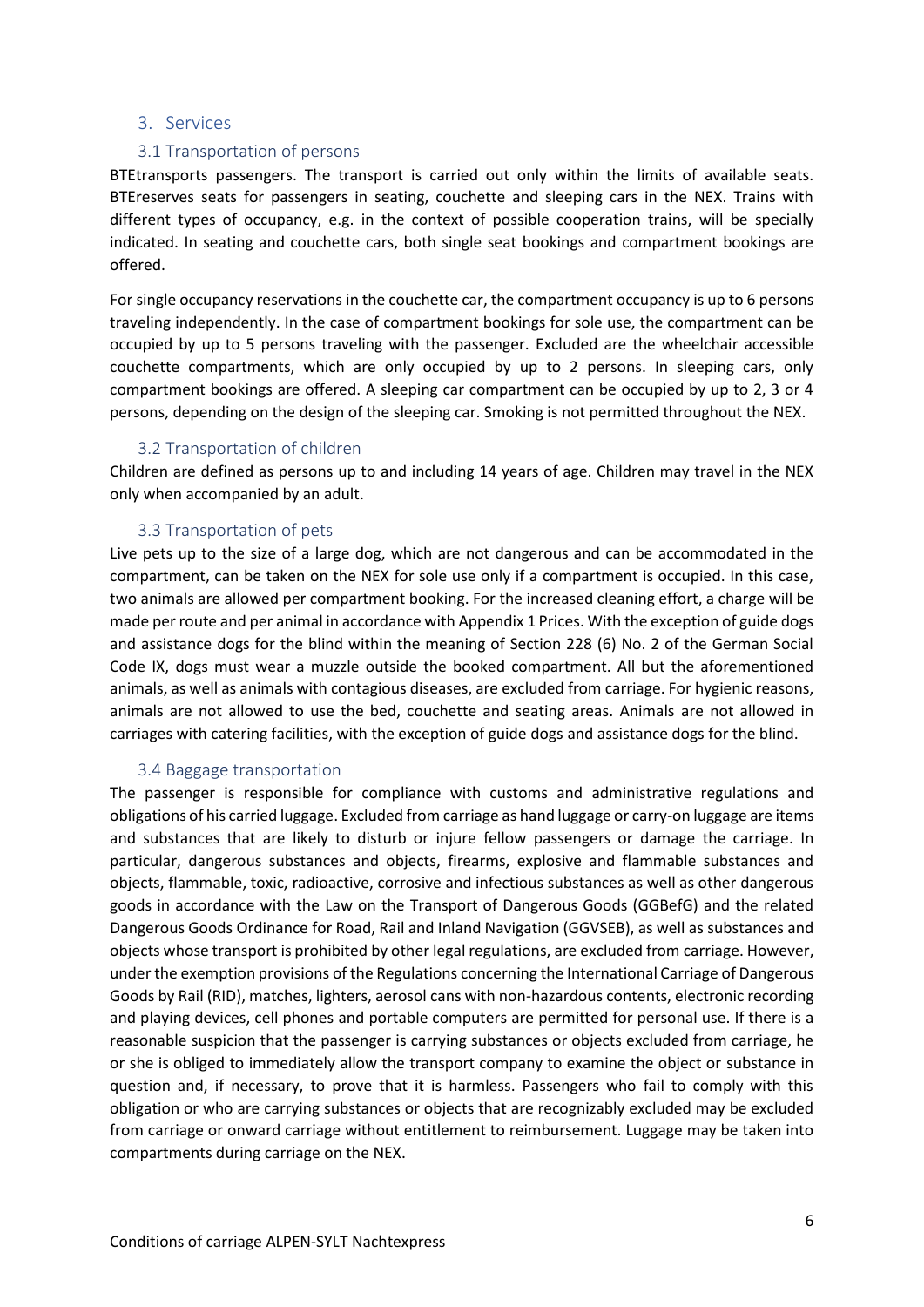## 3. Services

### 3.1 Transportation of persons

BTEtransports passengers. The transport is carried out only within the limits of available seats. BTEreserves seats for passengers in seating, couchette and sleeping cars in the NEX. Trains with different types of occupancy, e.g. in the context of possible cooperation trains, will be specially indicated. In seating and couchette cars, both single seat bookings and compartment bookings are offered.

For single occupancy reservations in the couchette car, the compartment occupancy is up to 6 persons traveling independently. In the case of compartment bookings for sole use, the compartment can be occupied by up to 5 persons traveling with the passenger. Excluded are the wheelchair accessible couchette compartments, which are only occupied by up to 2 persons. In sleeping cars, only compartment bookings are offered. A sleeping car compartment can be occupied by up to 2, 3 or 4 persons, depending on the design of the sleeping car. Smoking is not permitted throughout the NEX.

### 3.2 Transportation of children

Children are defined as persons up to and including 14 years of age. Children may travel in the NEX only when accompanied by an adult.

### 3.3 Transportation of pets

Live pets up to the size of a large dog, which are not dangerous and can be accommodated in the compartment, can be taken on the NEX for sole use only if a compartment is occupied. In this case, two animals are allowed per compartment booking. For the increased cleaning effort, a charge will be made per route and per animal in accordance with Appendix 1 Prices. With the exception of guide dogs and assistance dogs for the blind within the meaning of Section 228 (6) No. 2 of the German Social Code IX, dogs must wear a muzzle outside the booked compartment. All but the aforementioned animals, as well as animals with contagious diseases, are excluded from carriage. For hygienic reasons, animals are not allowed to use the bed, couchette and seating areas. Animals are not allowed in carriages with catering facilities, with the exception of guide dogs and assistance dogs for the blind.

### 3.4 Baggage transportation

The passenger is responsible for compliance with customs and administrative regulations and obligations of his carried luggage. Excluded from carriage as hand luggage or carry-on luggage are items and substances that are likely to disturb or injure fellow passengers or damage the carriage. In particular, dangerous substances and objects, firearms, explosive and flammable substances and objects, flammable, toxic, radioactive, corrosive and infectious substances as well as other dangerous goods in accordance with the Law on the Transport of Dangerous Goods (GGBefG) and the related Dangerous Goods Ordinance for Road, Rail and Inland Navigation (GGVSEB), as well as substances and objects whose transport is prohibited by other legal regulations, are excluded from carriage. However, under the exemption provisions of the Regulations concerning the International Carriage of Dangerous Goods by Rail (RID), matches, lighters, aerosol cans with non-hazardous contents, electronic recording and playing devices, cell phones and portable computers are permitted for personal use. If there is a reasonable suspicion that the passenger is carrying substances or objects excluded from carriage, he or she is obliged to immediately allow the transport company to examine the object or substance in question and, if necessary, to prove that it is harmless. Passengers who fail to comply with this obligation or who are carrying substances or objects that are recognizably excluded may be excluded from carriage or onward carriage without entitlement to reimbursement. Luggage may be taken into compartments during carriage on the NEX.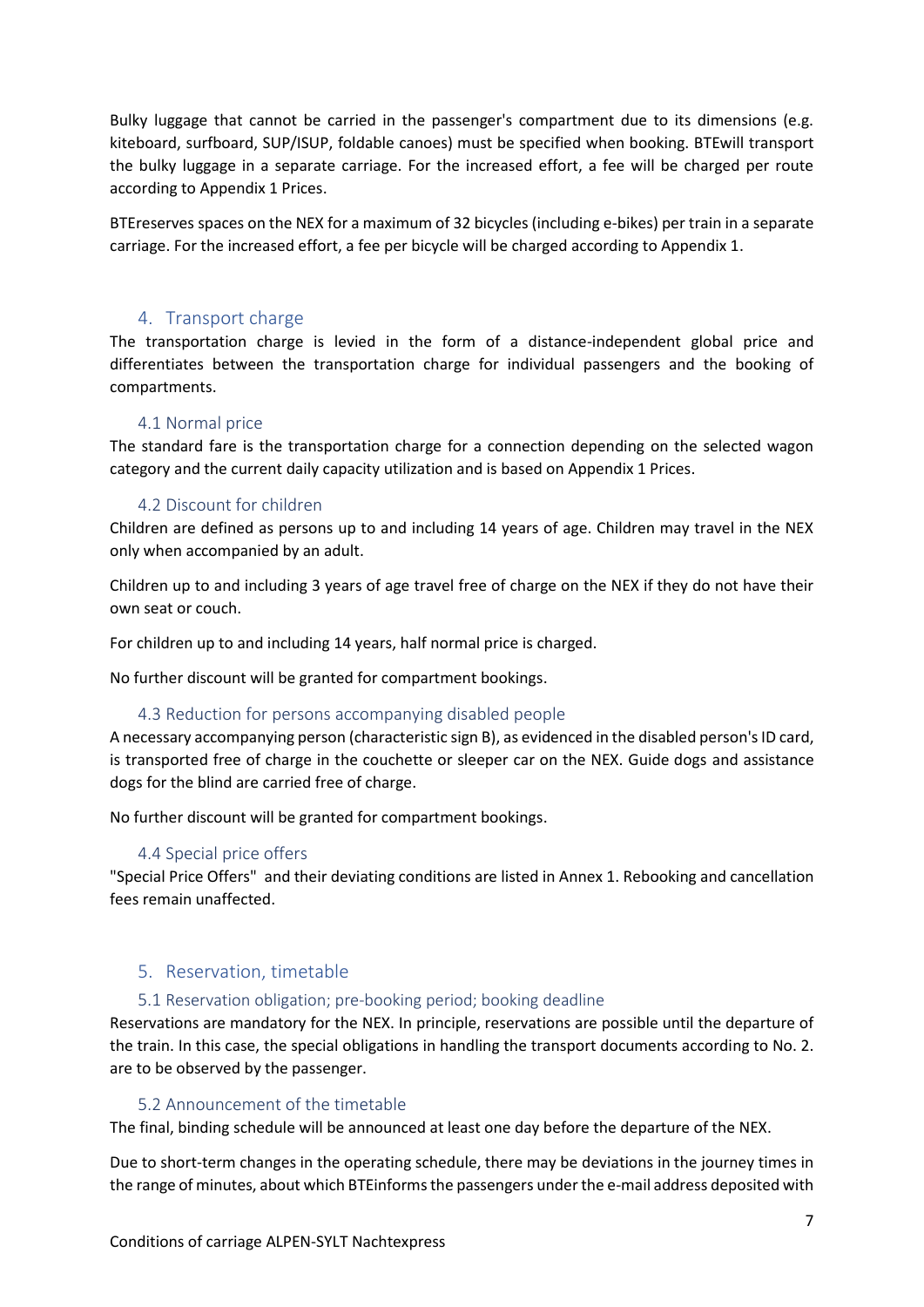Bulky luggage that cannot be carried in the passenger's compartment due to its dimensions (e.g. kiteboard, surfboard, SUP/ISUP, foldable canoes) must be specified when booking. BTEwill transport the bulky luggage in a separate carriage. For the increased effort, a fee will be charged per route according to Appendix 1 Prices.

BTEreserves spaces on the NEX for a maximum of 32 bicycles (including e-bikes) per train in a separate carriage. For the increased effort, a fee per bicycle will be charged according to Appendix 1.

## 4. Transport charge

The transportation charge is levied in the form of a distance-independent global price and differentiates between the transportation charge for individual passengers and the booking of compartments.

### 4.1 Normal price

The standard fare is the transportation charge for a connection depending on the selected wagon category and the current daily capacity utilization and is based on Appendix 1 Prices.

### 4.2 Discount for children

Children are defined as persons up to and including 14 years of age. Children may travel in the NEX only when accompanied by an adult.

Children up to and including 3 years of age travel free of charge on the NEX if they do not have their own seat or couch.

For children up to and including 14 years, half normal price is charged.

No further discount will be granted for compartment bookings.

### 4.3 Reduction for persons accompanying disabled people

A necessary accompanying person (characteristic sign B), as evidenced in the disabled person's ID card, is transported free of charge in the couchette or sleeper car on the NEX. Guide dogs and assistance dogs for the blind are carried free of charge.

No further discount will be granted for compartment bookings.

### 4.4 Special price offers

"Special Price Offers" and their deviating conditions are listed in Annex 1. Rebooking and cancellation fees remain unaffected.

## 5. Reservation, timetable

### 5.1 Reservation obligation; pre-booking period; booking deadline

Reservations are mandatory for the NEX. In principle, reservations are possible until the departure of the train. In this case, the special obligations in handling the transport documents according to No. 2. are to be observed by the passenger.

### 5.2 Announcement of the timetable

The final, binding schedule will be announced at least one day before the departure of the NEX.

Due to short-term changes in the operating schedule, there may be deviations in the journey times in the range of minutes, about which BTEinforms the passengers under the e-mail address deposited with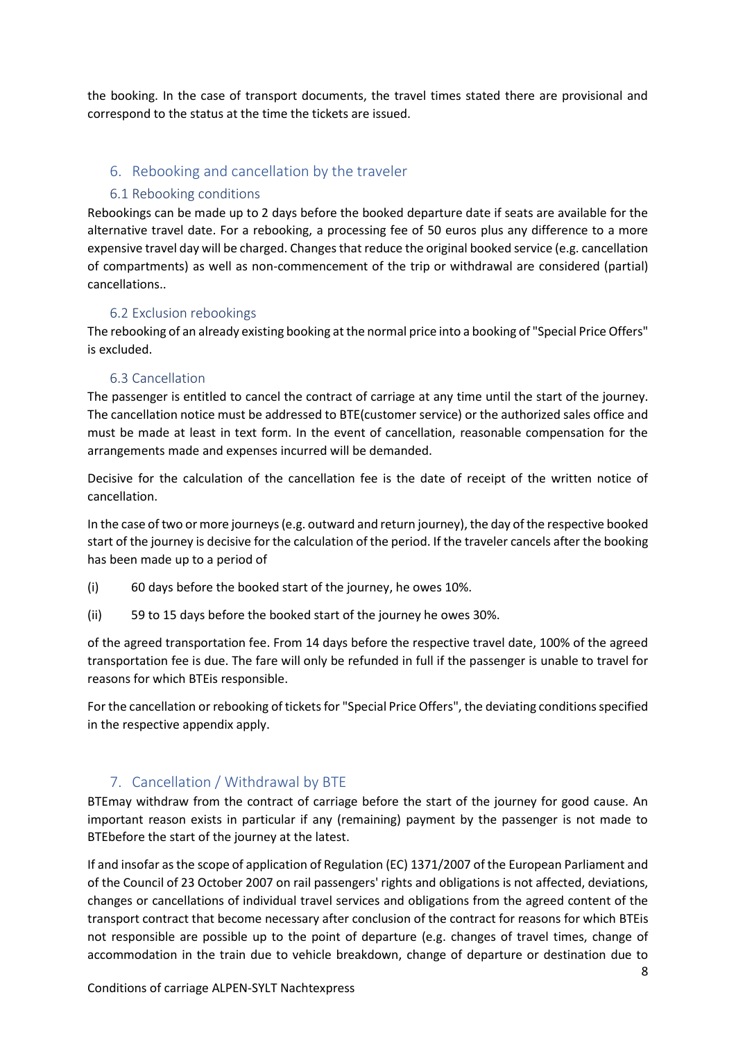the booking. In the case of transport documents, the travel times stated there are provisional and correspond to the status at the time the tickets are issued.

## 6. Rebooking and cancellation by the traveler

### 6.1 Rebooking conditions

Rebookings can be made up to 2 days before the booked departure date if seats are available for the alternative travel date. For a rebooking, a processing fee of 50 euros plus any difference to a more expensive travel day will be charged. Changes that reduce the original booked service (e.g. cancellation of compartments) as well as non-commencement of the trip or withdrawal are considered (partial) cancellations..

### 6.2 Exclusion rebookings

The rebooking of an already existing booking at the normal price into a booking of "Special Price Offers" is excluded.

### 6.3 Cancellation

The passenger is entitled to cancel the contract of carriage at any time until the start of the journey. The cancellation notice must be addressed to BTE(customer service) or the authorized sales office and must be made at least in text form. In the event of cancellation, reasonable compensation for the arrangements made and expenses incurred will be demanded.

Decisive for the calculation of the cancellation fee is the date of receipt of the written notice of cancellation.

In the case of two or more journeys (e.g. outward and return journey), the day of the respective booked start of the journey is decisive for the calculation of the period. If the traveler cancels after the booking has been made up to a period of

(i) 60 days before the booked start of the journey, he owes 10%.

(ii) 59 to 15 days before the booked start of the journey he owes 30%.

of the agreed transportation fee. From 14 days before the respective travel date, 100% of the agreed transportation fee is due. The fare will only be refunded in full if the passenger is unable to travel for reasons for which BTEis responsible.

For the cancellation or rebooking of tickets for "Special Price Offers", the deviating conditions specified in the respective appendix apply.

## 7. Cancellation / Withdrawal by BTE

BTEmay withdraw from the contract of carriage before the start of the journey for good cause. An important reason exists in particular if any (remaining) payment by the passenger is not made to BTEbefore the start of the journey at the latest.

If and insofar as the scope of application of Regulation (EC) 1371/2007 of the European Parliament and of the Council of 23 October 2007 on rail passengers' rights and obligations is not affected, deviations, changes or cancellations of individual travel services and obligations from the agreed content of the transport contract that become necessary after conclusion of the contract for reasons for which BTEis not responsible are possible up to the point of departure (e.g. changes of travel times, change of accommodation in the train due to vehicle breakdown, change of departure or destination due to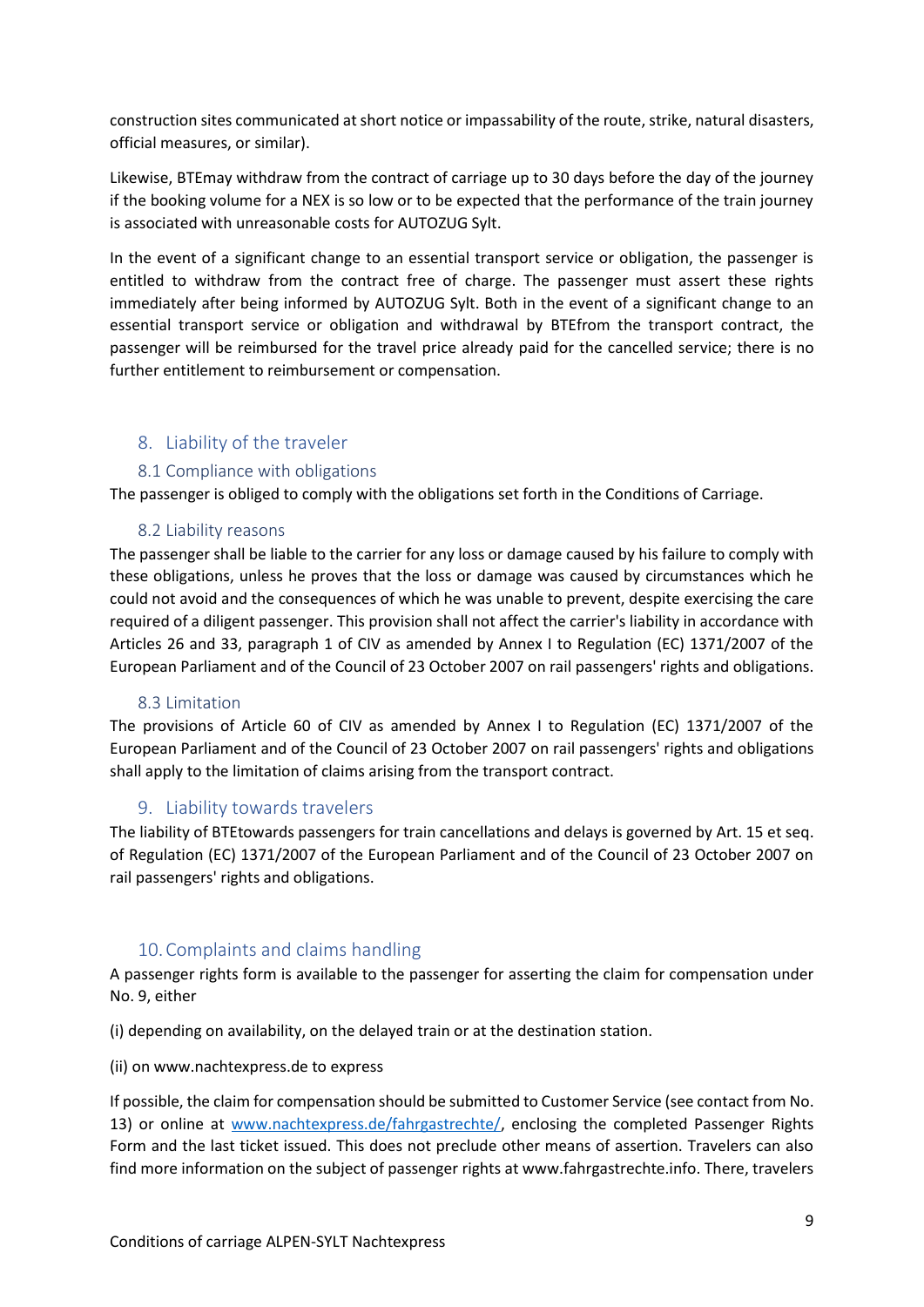construction sites communicated at short notice or impassability of the route, strike, natural disasters, official measures, or similar).

Likewise, BTEmay withdraw from the contract of carriage up to 30 days before the day of the journey if the booking volume for a NEX is so low or to be expected that the performance of the train journey is associated with unreasonable costs for AUTOZUG Sylt.

In the event of a significant change to an essential transport service or obligation, the passenger is entitled to withdraw from the contract free of charge. The passenger must assert these rights immediately after being informed by AUTOZUG Sylt. Both in the event of a significant change to an essential transport service or obligation and withdrawal by BTEfrom the transport contract, the passenger will be reimbursed for the travel price already paid for the cancelled service; there is no further entitlement to reimbursement or compensation.

## 8. Liability of the traveler

### 8.1 Compliance with obligations

The passenger is obliged to comply with the obligations set forth in the Conditions of Carriage.

### 8.2 Liability reasons

The passenger shall be liable to the carrier for any loss or damage caused by his failure to comply with these obligations, unless he proves that the loss or damage was caused by circumstances which he could not avoid and the consequences of which he was unable to prevent, despite exercising the care required of a diligent passenger. This provision shall not affect the carrier's liability in accordance with Articles 26 and 33, paragraph 1 of CIV as amended by Annex I to Regulation (EC) 1371/2007 of the European Parliament and of the Council of 23 October 2007 on rail passengers' rights and obligations.

### 8.3 Limitation

The provisions of Article 60 of CIV as amended by Annex I to Regulation (EC) 1371/2007 of the European Parliament and of the Council of 23 October 2007 on rail passengers' rights and obligations shall apply to the limitation of claims arising from the transport contract.

## 9. Liability towards travelers

The liability of BTEtowards passengers for train cancellations and delays is governed by Art. 15 et seq. of Regulation (EC) 1371/2007 of the European Parliament and of the Council of 23 October 2007 on rail passengers' rights and obligations.

## 10. Complaints and claims handling

A passenger rights form is available to the passenger for asserting the claim for compensation under No. 9, either

(i) depending on availability, on the delayed train or at the destination station.

(ii) on www.nachtexpress.de to express

If possible, the claim for compensation should be submitted to Customer Service (see contact from No. 13) or online at [www.nachtexpress.de/fahrgastrechte/](www.nachtexpress.de/fahrgastrechte/), enclosing the completed Passenger Rights Form and the last ticket issued. This does not preclude other means of assertion. Travelers can also find more information on the subject of passenger rights at www.fahrgastrechte.info. There, travelers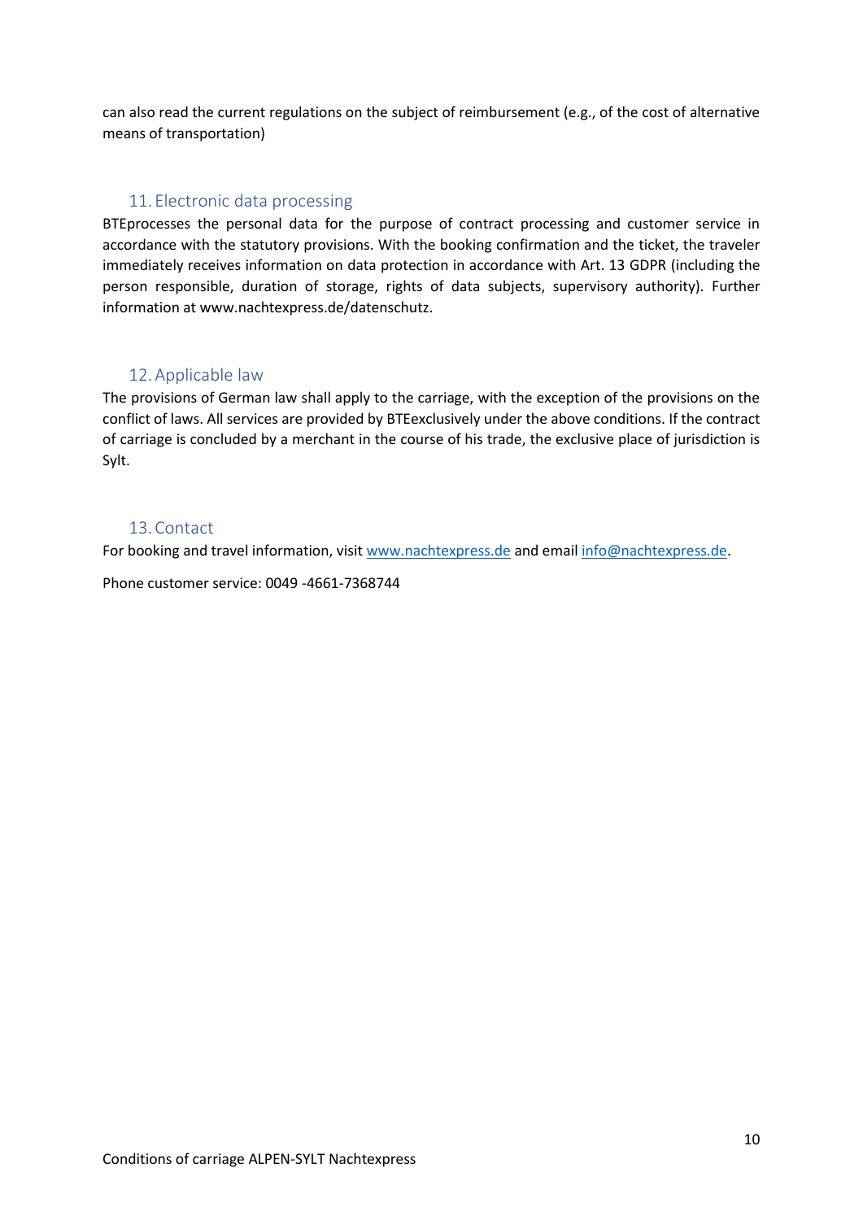can also read the current regulations on the subject of reimbursement (e.g., of the cost of alternative means of transportation)

## 11. Electronic data processing

BTEprocesses the personal data for the purpose of contract processing and customer service in accordance with the statutory provisions. With the booking confirmation and the ticket, the traveler immediately receives information on data protection in accordance with Art. 13 GDPR (including the person responsible, duration of storage, rights of data subjects, supervisory authority). Further information at www.nachtexpress.de/datenschutz.

## 12. Applicable law

The provisions of German law shall apply to the carriage, with the exception of the provisions on the conflict of laws. All services are provided by BTEexclusively under the above conditions. If the contract of carriage is concluded by a merchant in the course of his trade, the exclusive place of jurisdiction is Sylt.

## 13. Contact

For booking and travel information, visit www.nachtexpress.de and email info@nachtexpress.de.

Phone customer service: 0049 -4661-7368744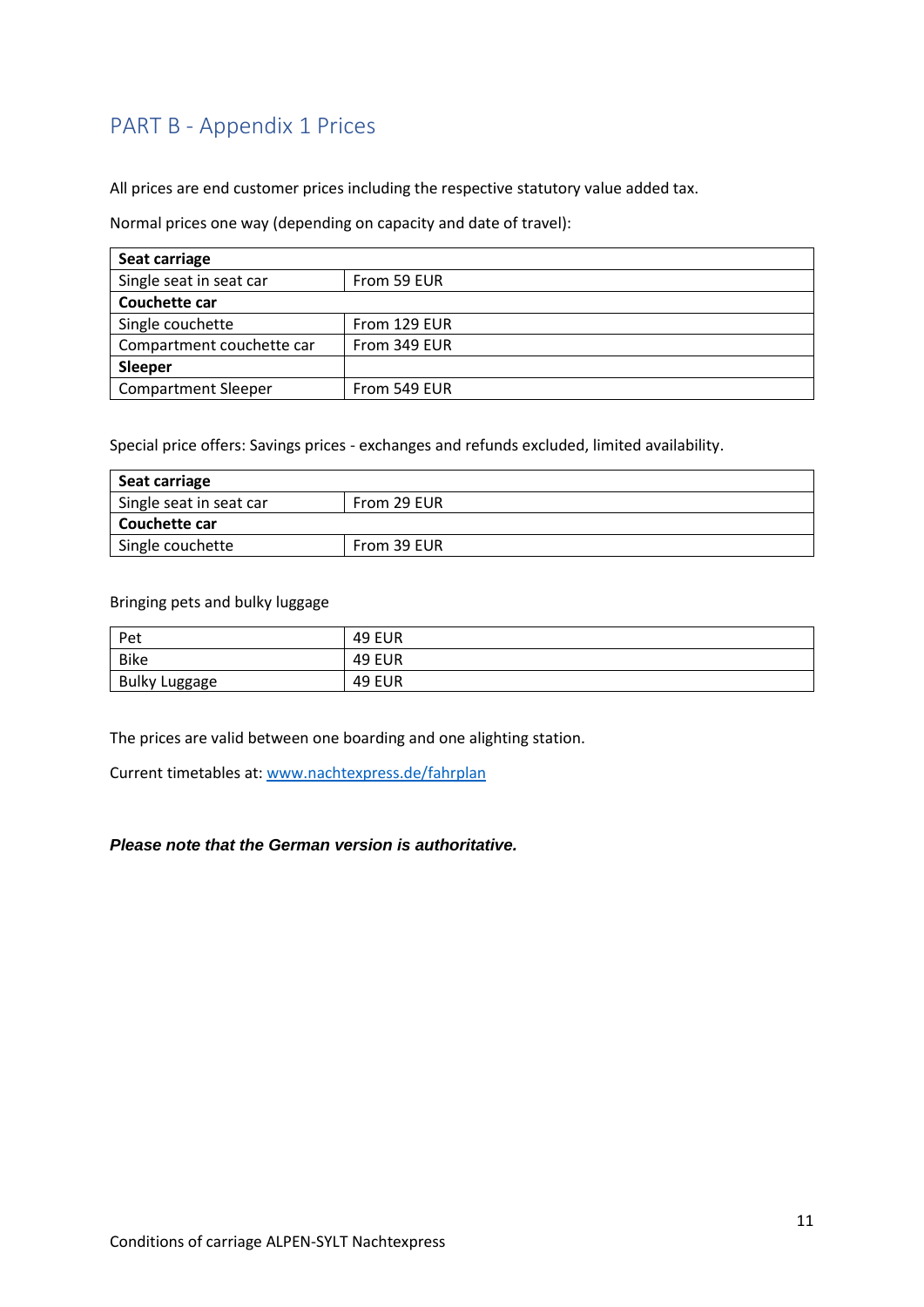## PART B - Appendix 1 Prices

All prices are end customer prices including the respective statutory value added tax.

Normal prices one way (depending on capacity and date of travel):

| | |
|---|---|
| **Seat carriage** | |
| Single seat in seat car | From 59 EUR |
| **Couchette car** | |
| Single couchette | From 129 EUR |
| Compartment couchette car | From 349 EUR |
| **Sleeper** | |
| Compartment Sleeper | From 549 EUR |

Special price offers: Savings prices - exchanges and refunds excluded, limited availability.

| | |
|---|---|
| **Seat carriage** | |
| Single seat in seat car | From 29 EUR |
| **Couchette car** | |
| Single couchette | From 39 EUR |

Bringing pets and bulky luggage

| | |
|---|---|
| Pet | 49 EUR |
| Bike | 49 EUR |
| Bulky Luggage | 49 EUR |

The prices are valid between one boarding and one alighting station.

Current timetables at: [www.nachtexpress.de/fahrplan](http://www.nachtexpress.de/fahrplan)

***Please note that the German version is authoritative.***